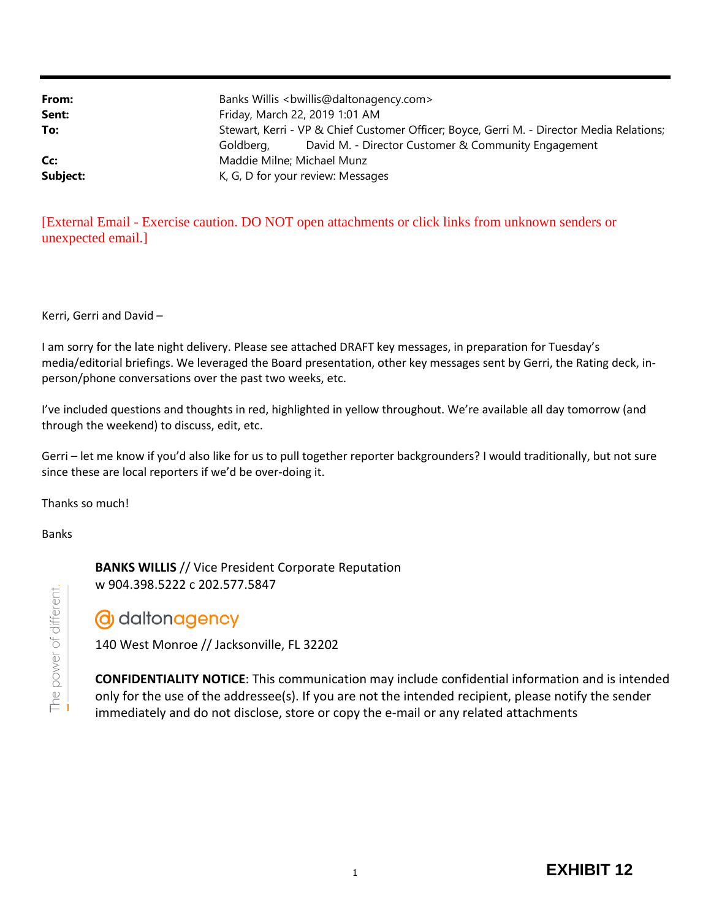| | |
|---|---|
| **From:** | Banks Willis <bwillis@daltonagency.com> |
| **Sent:** | Friday, March 22, 2019 1:01 AM |
| **To:** | Stewart, Kerri - VP & Chief Customer Officer; Boyce, Gerri M. - Director Media Relations; Goldberg, David M. - Director Customer & Community Engagement |
| **Cc:** | Maddie Milne; Michael Munz |
| **Subject:** | K, G, D for your review: Messages |

[External Email - Exercise caution. DO NOT open attachments or click links from unknown senders or unexpected email.]

Kerri, Gerri and David –

I am sorry for the late night delivery. Please see attached DRAFT key messages, in preparation for Tuesday's media/editorial briefings. We leveraged the Board presentation, other key messages sent by Gerri, the Rating deck, in-person/phone conversations over the past two weeks, etc.

I've included questions and thoughts in red, highlighted in yellow throughout. We're available all day tomorrow (and through the weekend) to discuss, edit, etc.

Gerri – let me know if you'd also like for us to pull together reporter backgrounders? I would traditionally, but not sure since these are local reporters if we'd be over-doing it.

Thanks so much!

Banks

**BANKS WILLIS** // Vice President Corporate Reputation
w 904.398.5222 c 202.577.5847

daltonagency

140 West Monroe // Jacksonville, FL 32202

The power of different.

**CONFIDENTIALITY NOTICE**: This communication may include confidential information and is intended only for the use of the addressee(s). If you are not the intended recipient, please notify the sender immediately and do not disclose, store or copy the e-mail or any related attachments

**EXHIBIT 12**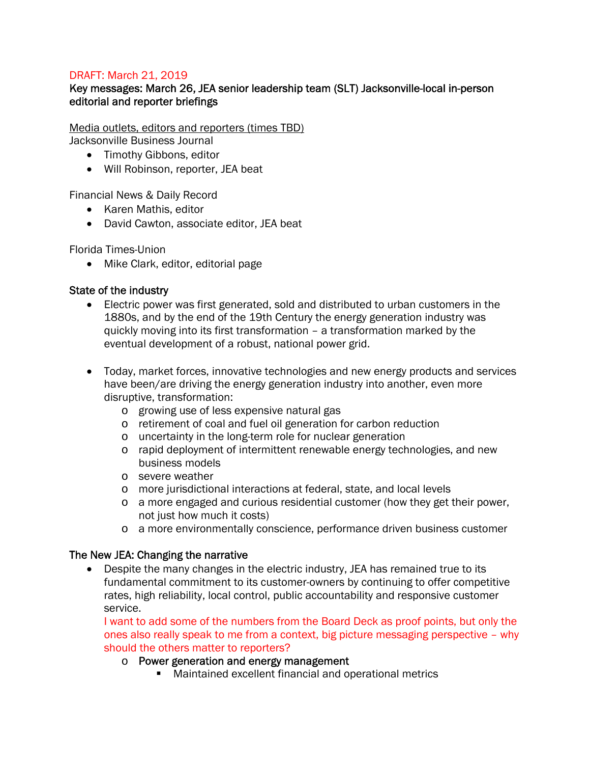DRAFT: March 21, 2019

**Key messages: March 26, JEA senior leadership team (SLT) Jacksonville-local in-person editorial and reporter briefings**

Media outlets, editors and reporters (times TBD)

Jacksonville Business Journal

- Timothy Gibbons, editor
- Will Robinson, reporter, JEA beat

Financial News & Daily Record

- Karen Mathis, editor
- David Cawton, associate editor, JEA beat

Florida Times-Union

- Mike Clark, editor, editorial page

**State of the industry**

- Electric power was first generated, sold and distributed to urban customers in the 1880s, and by the end of the 19th Century the energy generation industry was quickly moving into its first transformation – a transformation marked by the eventual development of a robust, national power grid.

- Today, market forces, innovative technologies and new energy products and services have been/are driving the energy generation industry into another, even more disruptive, transformation:
  - growing use of less expensive natural gas
  - retirement of coal and fuel oil generation for carbon reduction
  - uncertainty in the long-term role for nuclear generation
  - rapid deployment of intermittent renewable energy technologies, and new business models
  - severe weather
  - more jurisdictional interactions at federal, state, and local levels
  - a more engaged and curious residential customer (how they get their power, not just how much it costs)
  - a more environmentally conscience, performance driven business customer

**The New JEA: Changing the narrative**

- Despite the many changes in the electric industry, JEA has remained true to its fundamental commitment to its customer-owners by continuing to offer competitive rates, high reliability, local control, public accountability and responsive customer service.
  I want to add some of the numbers from the Board Deck as proof points, but only the ones also really speak to me from a context, big picture messaging perspective – why should the others matter to reporters?
  - **Power generation and energy management**
    - Maintained excellent financial and operational metrics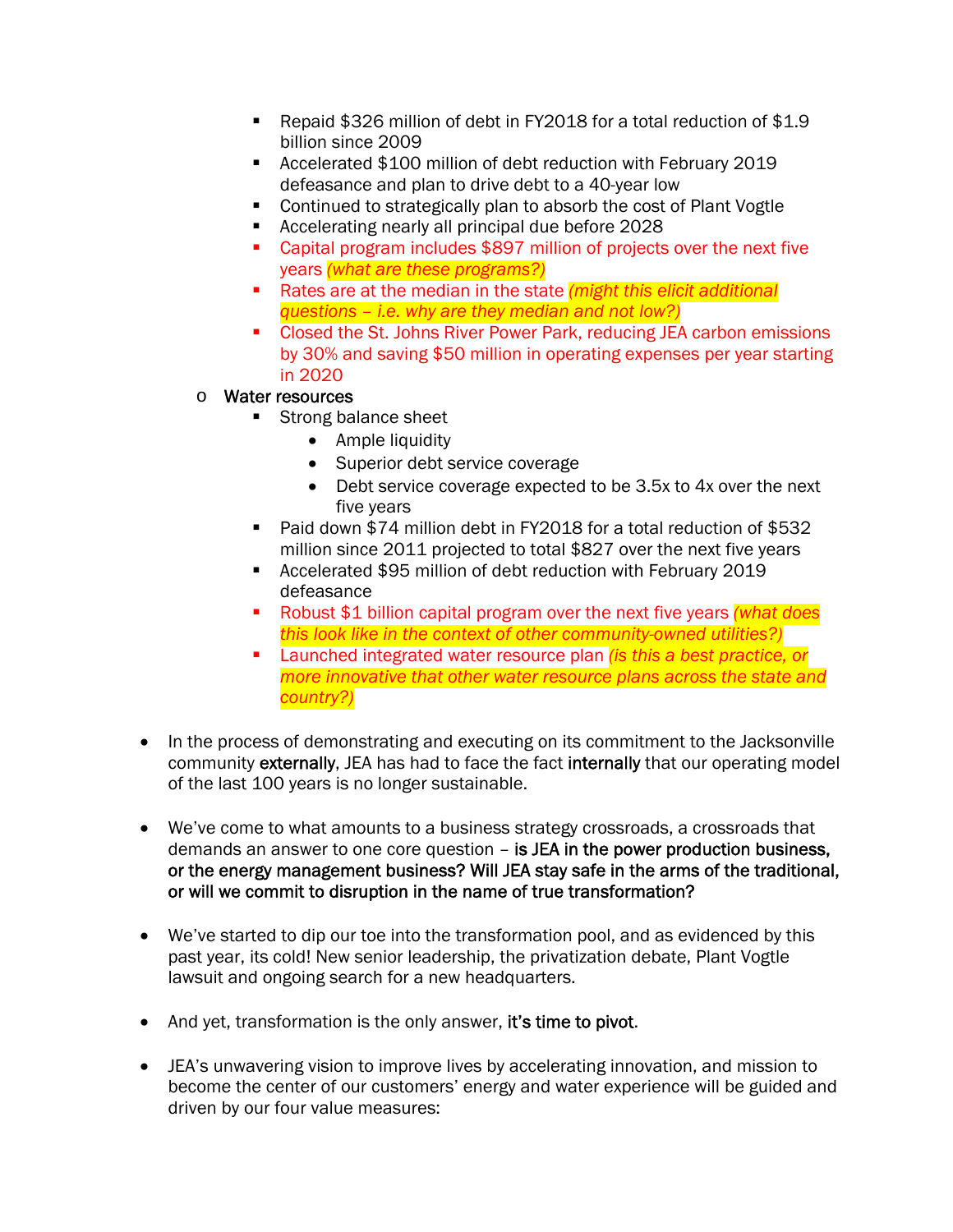- Repaid $326 million of debt in FY2018 for a total reduction of $1.9 billion since 2009
    - Accelerated $100 million of debt reduction with February 2019 defeasance and plan to drive debt to a 40-year low
    - Continued to strategically plan to absorb the cost of Plant Vogtle
    - Accelerating nearly all principal due before 2028
    - Capital program includes $897 million of projects over the next five years *(what are these programs?)*
    - Rates are at the median in the state *(might this elicit additional questions – i.e. why are they median and not low?)*
    - Closed the St. Johns River Power Park, reducing JEA carbon emissions by 30% and saving $50 million in operating expenses per year starting in 2020
  - Water resources
    - Strong balance sheet
      - Ample liquidity
      - Superior debt service coverage
      - Debt service coverage expected to be 3.5x to 4x over the next five years
    - Paid down $74 million debt in FY2018 for a total reduction of $532 million since 2011 projected to total $827 over the next five years
    - Accelerated $95 million of debt reduction with February 2019 defeasance
    - Robust $1 billion capital program over the next five years *(what does this look like in the context of other community-owned utilities?)*
    - Launched integrated water resource plan *(is this a best practice, or more innovative that other water resource plans across the state and country?)*

- In the process of demonstrating and executing on its commitment to the Jacksonville community **externally**, JEA has had to face the fact **internally** that our operating model of the last 100 years is no longer sustainable.

- We've come to what amounts to a business strategy crossroads, a crossroads that demands an answer to one core question – **is JEA in the power production business, or the energy management business? Will JEA stay safe in the arms of the traditional, or will we commit to disruption in the name of true transformation?**

- We've started to dip our toe into the transformation pool, and as evidenced by this past year, its cold! New senior leadership, the privatization debate, Plant Vogtle lawsuit and ongoing search for a new headquarters.

- And yet, transformation is the only answer, **it's time to pivot**.

- JEA's unwavering vision to improve lives by accelerating innovation, and mission to become the center of our customers' energy and water experience will be guided and driven by our four value measures: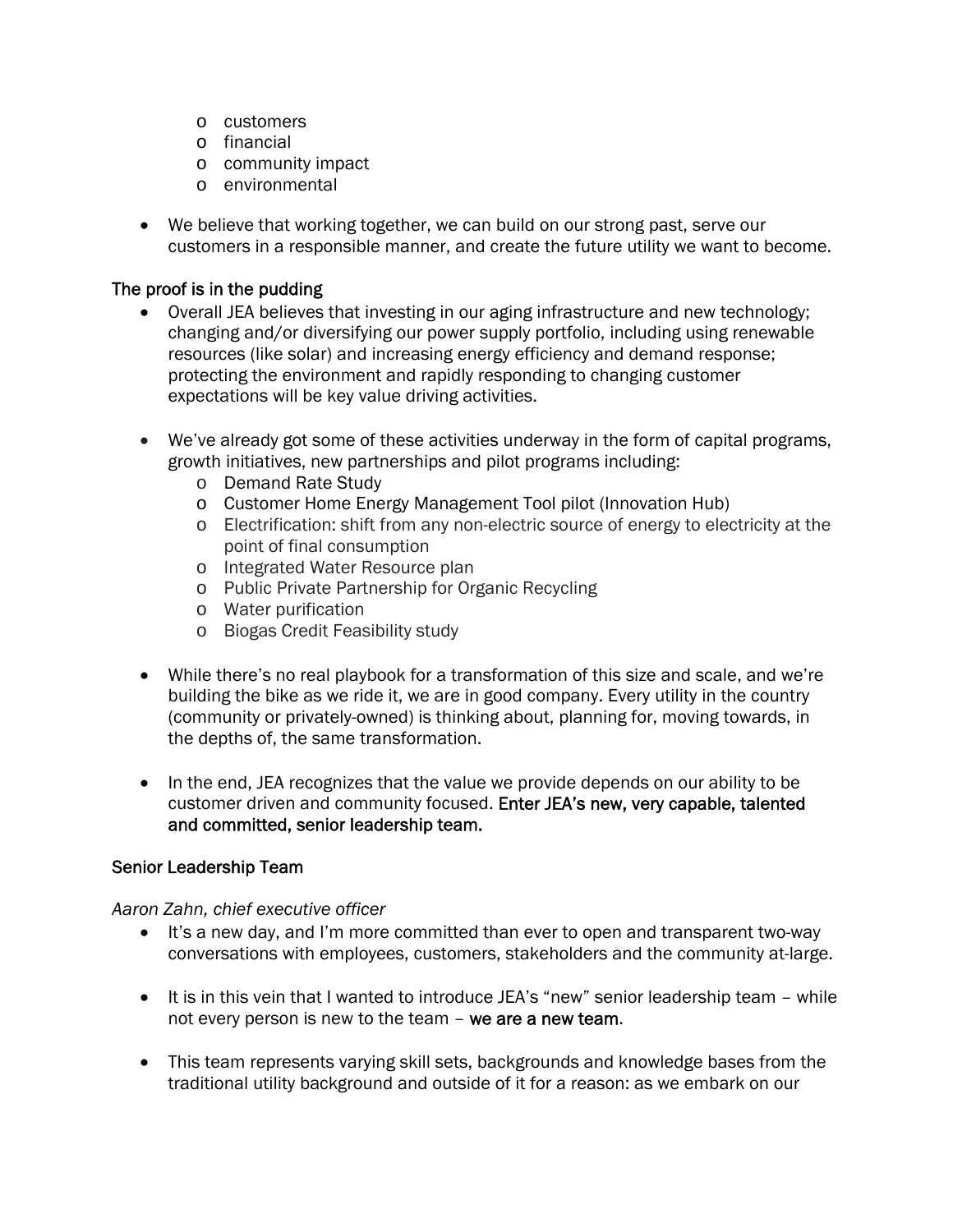- customers
  - financial
  - community impact
  - environmental

- We believe that working together, we can build on our strong past, serve our customers in a responsible manner, and create the future utility we want to become.

## The proof is in the pudding

- Overall JEA believes that investing in our aging infrastructure and new technology; changing and/or diversifying our power supply portfolio, including using renewable resources (like solar) and increasing energy efficiency and demand response; protecting the environment and rapidly responding to changing customer expectations will be key value driving activities.

- We've already got some of these activities underway in the form of capital programs, growth initiatives, new partnerships and pilot programs including:
  - Demand Rate Study
  - Customer Home Energy Management Tool pilot (Innovation Hub)
  - Electrification: shift from any non-electric source of energy to electricity at the point of final consumption
  - Integrated Water Resource plan
  - Public Private Partnership for Organic Recycling
  - Water purification
  - Biogas Credit Feasibility study

- While there's no real playbook for a transformation of this size and scale, and we're building the bike as we ride it, we are in good company. Every utility in the country (community or privately-owned) is thinking about, planning for, moving towards, in the depths of, the same transformation.

- In the end, JEA recognizes that the value we provide depends on our ability to be customer driven and community focused. Enter JEA's new, very capable, talented and committed, senior leadership team.

## Senior Leadership Team

*Aaron Zahn, chief executive officer*

- It's a new day, and I'm more committed than ever to open and transparent two-way conversations with employees, customers, stakeholders and the community at-large.

- It is in this vein that I wanted to introduce JEA's "new" senior leadership team – while not every person is new to the team – we are a new team.

- This team represents varying skill sets, backgrounds and knowledge bases from the traditional utility background and outside of it for a reason: as we embark on our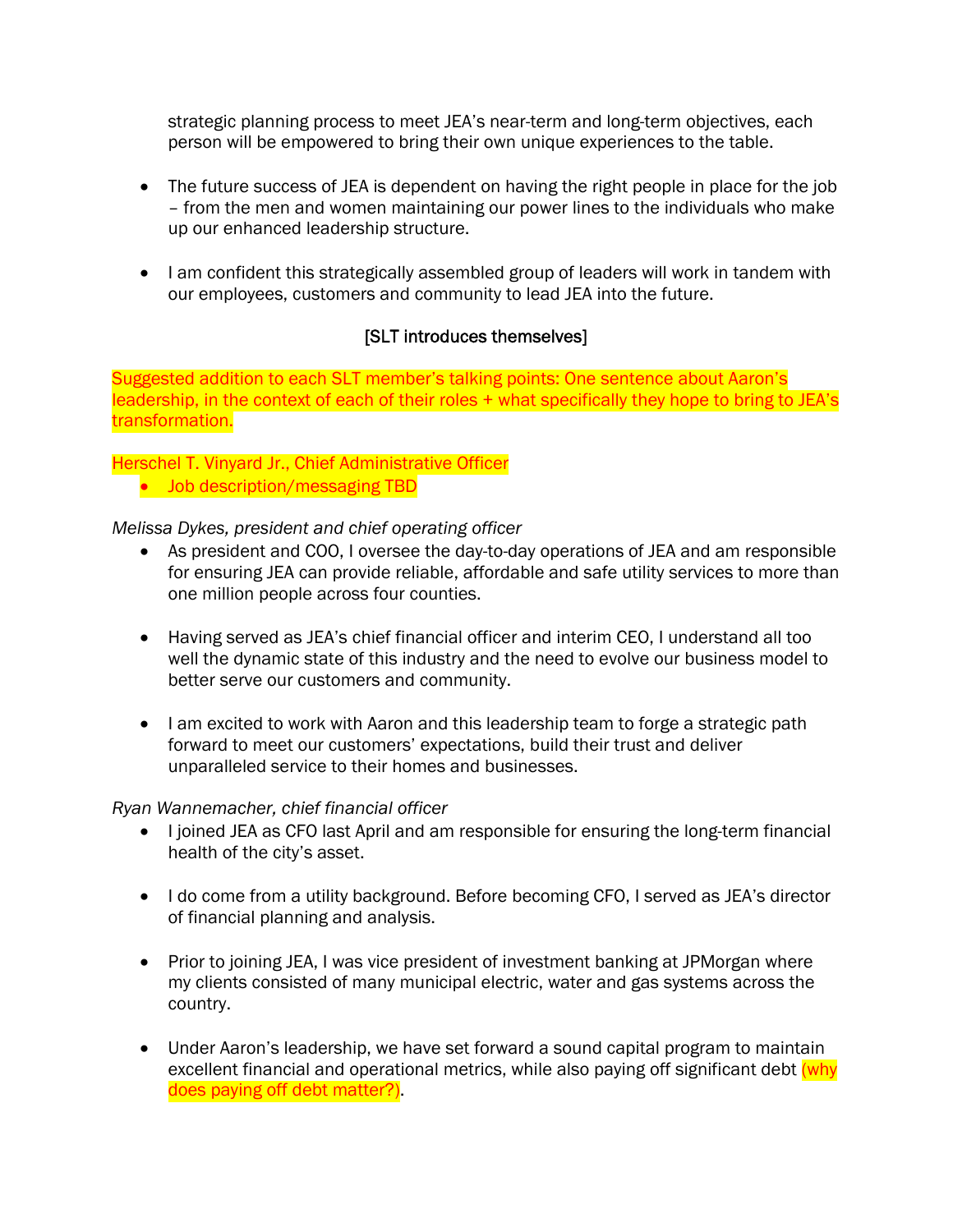strategic planning process to meet JEA's near-term and long-term objectives, each person will be empowered to bring their own unique experiences to the table.

- The future success of JEA is dependent on having the right people in place for the job – from the men and women maintaining our power lines to the individuals who make up our enhanced leadership structure.

- I am confident this strategically assembled group of leaders will work in tandem with our employees, customers and community to lead JEA into the future.

[SLT introduces themselves]

Suggested addition to each SLT member's talking points: One sentence about Aaron's leadership, in the context of each of their roles + what specifically they hope to bring to JEA's transformation.

Herschel T. Vinyard Jr., Chief Administrative Officer

- Job description/messaging TBD

*Melissa Dykes, president and chief operating officer*

- As president and COO, I oversee the day-to-day operations of JEA and am responsible for ensuring JEA can provide reliable, affordable and safe utility services to more than one million people across four counties.

- Having served as JEA's chief financial officer and interim CEO, I understand all too well the dynamic state of this industry and the need to evolve our business model to better serve our customers and community.

- I am excited to work with Aaron and this leadership team to forge a strategic path forward to meet our customers' expectations, build their trust and deliver unparalleled service to their homes and businesses.

*Ryan Wannemacher, chief financial officer*

- I joined JEA as CFO last April and am responsible for ensuring the long-term financial health of the city's asset.

- I do come from a utility background. Before becoming CFO, I served as JEA's director of financial planning and analysis.

- Prior to joining JEA, I was vice president of investment banking at JPMorgan where my clients consisted of many municipal electric, water and gas systems across the country.

- Under Aaron's leadership, we have set forward a sound capital program to maintain excellent financial and operational metrics, while also paying off significant debt (why does paying off debt matter?).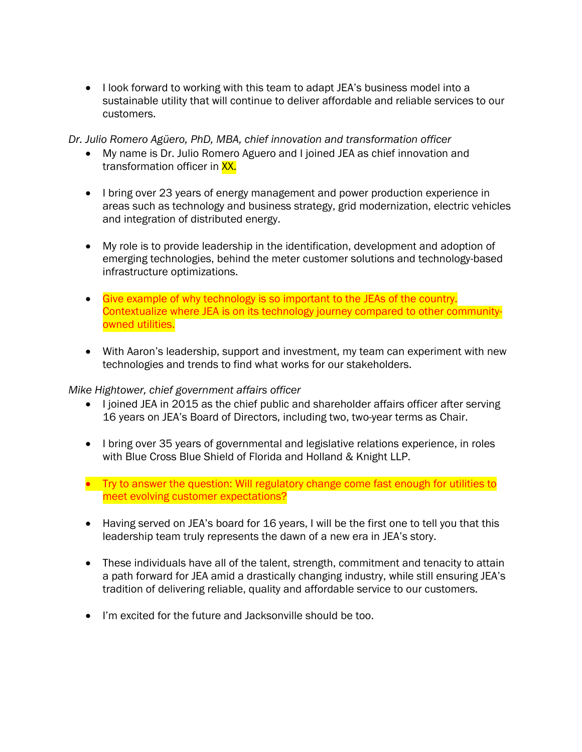- I look forward to working with this team to adapt JEA's business model into a sustainable utility that will continue to deliver affordable and reliable services to our customers.

*Dr. Julio Romero Agüero, PhD, MBA, chief innovation and transformation officer*

- My name is Dr. Julio Romero Aguero and I joined JEA as chief innovation and transformation officer in XX.

- I bring over 23 years of energy management and power production experience in areas such as technology and business strategy, grid modernization, electric vehicles and integration of distributed energy.

- My role is to provide leadership in the identification, development and adoption of emerging technologies, behind the meter customer solutions and technology-based infrastructure optimizations.

- Give example of why technology is so important to the JEAs of the country. Contextualize where JEA is on its technology journey compared to other community-owned utilities.

- With Aaron's leadership, support and investment, my team can experiment with new technologies and trends to find what works for our stakeholders.

*Mike Hightower, chief government affairs officer*

- I joined JEA in 2015 as the chief public and shareholder affairs officer after serving 16 years on JEA's Board of Directors, including two, two-year terms as Chair.

- I bring over 35 years of governmental and legislative relations experience, in roles with Blue Cross Blue Shield of Florida and Holland & Knight LLP.

- Try to answer the question: Will regulatory change come fast enough for utilities to meet evolving customer expectations?

- Having served on JEA's board for 16 years, I will be the first one to tell you that this leadership team truly represents the dawn of a new era in JEA's story.

- These individuals have all of the talent, strength, commitment and tenacity to attain a path forward for JEA amid a drastically changing industry, while still ensuring JEA's tradition of delivering reliable, quality and affordable service to our customers.

- I'm excited for the future and Jacksonville should be too.